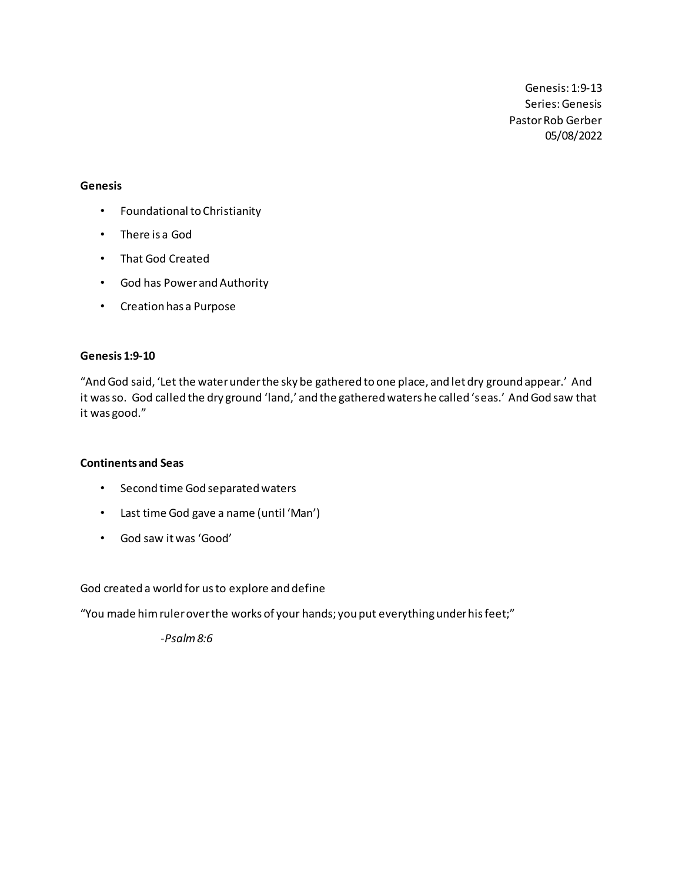Genesis: 1:9-13
Series: Genesis
Pastor Rob Gerber
05/08/2022

**Genesis**

- Foundational to Christianity
- There is a God
- That God Created
- God has Power and Authority
- Creation has a Purpose

**Genesis 1:9-10**

"And God said, 'Let the water under the sky be gathered to one place, and let dry ground appear.' And it was so. God called the dry ground 'land,' and the gathered waters he called 'seas.' And God saw that it was good."

**Continents and Seas**

- Second time God separated waters
- Last time God gave a name (until 'Man')
- God saw it was 'Good'

God created a world for us to explore and define

"You made him ruler over the works of your hands; you put everything under his feet;"

*-Psalm 8:6*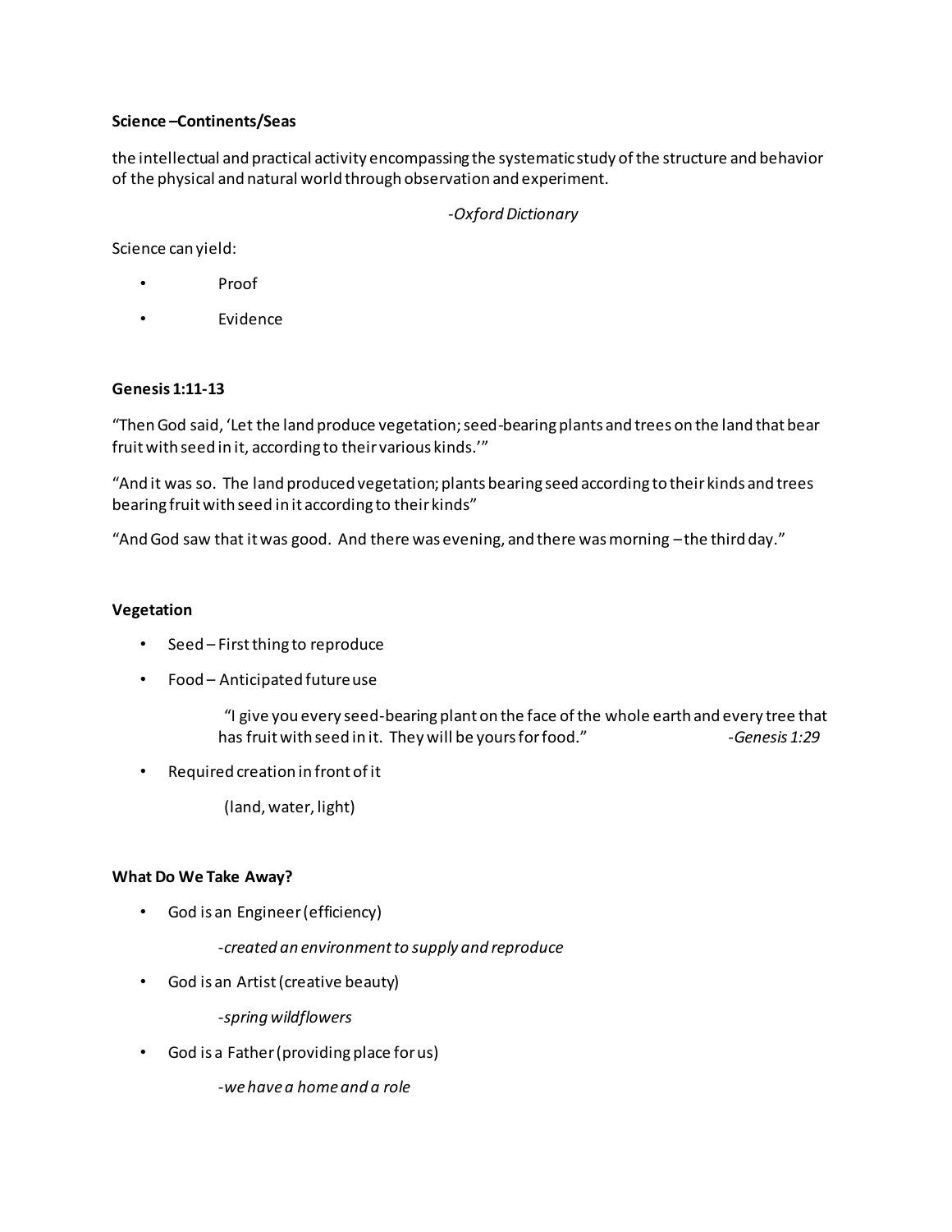**Science –Continents/Seas**

the intellectual and practical activity encompassing the systematic study of the structure and behavior of the physical and natural world through observation and experiment.

*-Oxford Dictionary*

Science can yield:

- Proof
- Evidence

**Genesis 1:11-13**

"Then God said, 'Let the land produce vegetation; seed-bearing plants and trees on the land that bear fruit with seed in it, according to their various kinds.'"

"And it was so. The land produced vegetation; plants bearing seed according to their kinds and trees bearing fruit with seed in it according to their kinds"

"And God saw that it was good. And there was evening, and there was morning – the third day."

**Vegetation**

- Seed – First thing to reproduce
- Food – Anticipated future use

  "I give you every seed-bearing plant on the face of the whole earth and every tree that has fruit with seed in it. They will be yours for food." *-Genesis 1:29*

- Required creation in front of it

  (land, water, light)

**What Do We Take Away?**

- God is an Engineer (efficiency)

  *-created an environment to supply and reproduce*

- God is an Artist (creative beauty)

  *-spring wildflowers*

- God is a Father (providing place for us)

  *-we have a home and a role*